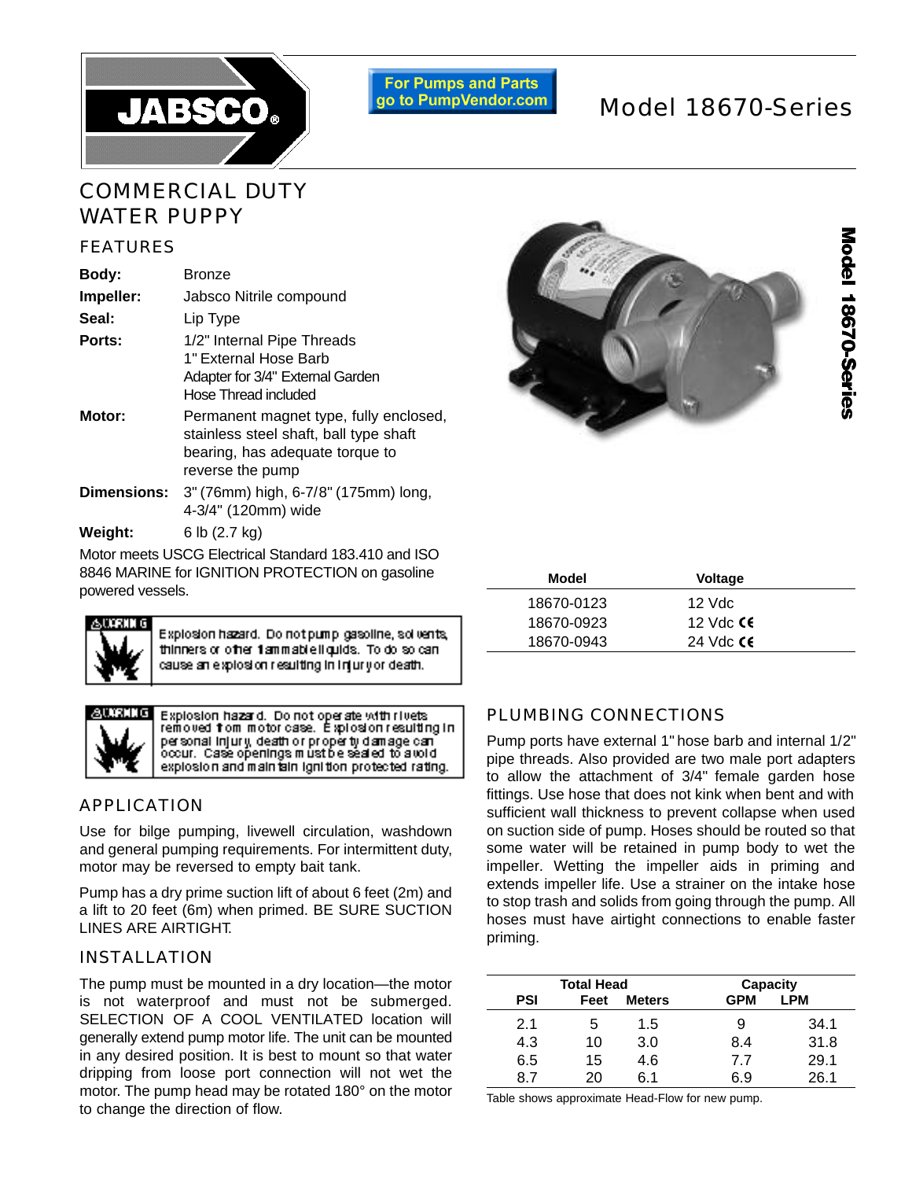For Pumps and Parts go to PumpVendor.com

# Model 18670-Series

## COMMERCIAL DUTY WATER PUPPY

### FEATURES

| | |
|---|---|
| **Body:** | Bronze |
| **Impeller:** | Jabsco Nitrile compound |
| **Seal:** | Lip Type |
| **Ports:** | 1/2" Internal Pipe Threads<br>1" External Hose Barb<br>Adapter for 3/4" External Garden Hose Thread included |
| **Motor:** | Permanent magnet type, fully enclosed, stainless steel shaft, ball type shaft bearing, has adequate torque to reverse the pump |
| **Dimensions:** | 3" (76mm) high, 6-7/8" (175mm) long, 4-3/4" (120mm) wide |
| **Weight:** | 6 lb (2.7 kg) |

Motor meets USCG Electrical Standard 183.410 and ISO 8846 MARINE for IGNITION PROTECTION on gasoline powered vessels.

**⚠WARNING** Explosion hazard. Do not pump gasoline, solvents, thinners or other flammable liquids. To do so can cause an explosion resulting in injury or death.

**⚠WARNING** Explosion hazard. Do not operate with rivets removed from motor case. Explosion resulting in personal injury, death or property damage can occur. Case openings must be sealed to avoid explosion and maintain ignition protected rating.

| Model | Voltage |
|---|---|
| 18670-0123 | 12 Vdc |
| 18670-0923 | 12 Vdc CE |
| 18670-0943 | 24 Vdc CE |

### APPLICATION

Use for bilge pumping, livewell circulation, washdown and general pumping requirements. For intermittent duty, motor may be reversed to empty bait tank.

Pump has a dry prime suction lift of about 6 feet (2m) and a lift to 20 feet (6m) when primed. BE SURE SUCTION LINES ARE AIRTIGHT.

### INSTALLATION

The pump must be mounted in a dry location—the motor is not waterproof and must not be submerged. SELECTION OF A COOL VENTILATED location will generally extend pump motor life. The unit can be mounted in any desired position. It is best to mount so that water dripping from loose port connection will not wet the motor. The pump head may be rotated 180° on the motor to change the direction of flow.

### PLUMBING CONNECTIONS

Pump ports have external 1" hose barb and internal 1/2" pipe threads. Also provided are two male port adapters to allow the attachment of 3/4" female garden hose fittings. Use hose that does not kink when bent and with sufficient wall thickness to prevent collapse when used on suction side of pump. Hoses should be routed so that some water will be retained in pump body to wet the impeller. Wetting the impeller aids in priming and extends impeller life. Use a strainer on the intake hose to stop trash and solids from going through the pump. All hoses must have airtight connections to enable faster priming.

| Total Head | | | Capacity | |
|---|---|---|---|---|
| PSI | Feet | Meters | GPM | LPM |
| 2.1 | 5 | 1.5 | 9 | 34.1 |
| 4.3 | 10 | 3.0 | 8.4 | 31.8 |
| 6.5 | 15 | 4.6 | 7.7 | 29.1 |
| 8.7 | 20 | 6.1 | 6.9 | 26.1 |

Table shows approximate Head-Flow for new pump.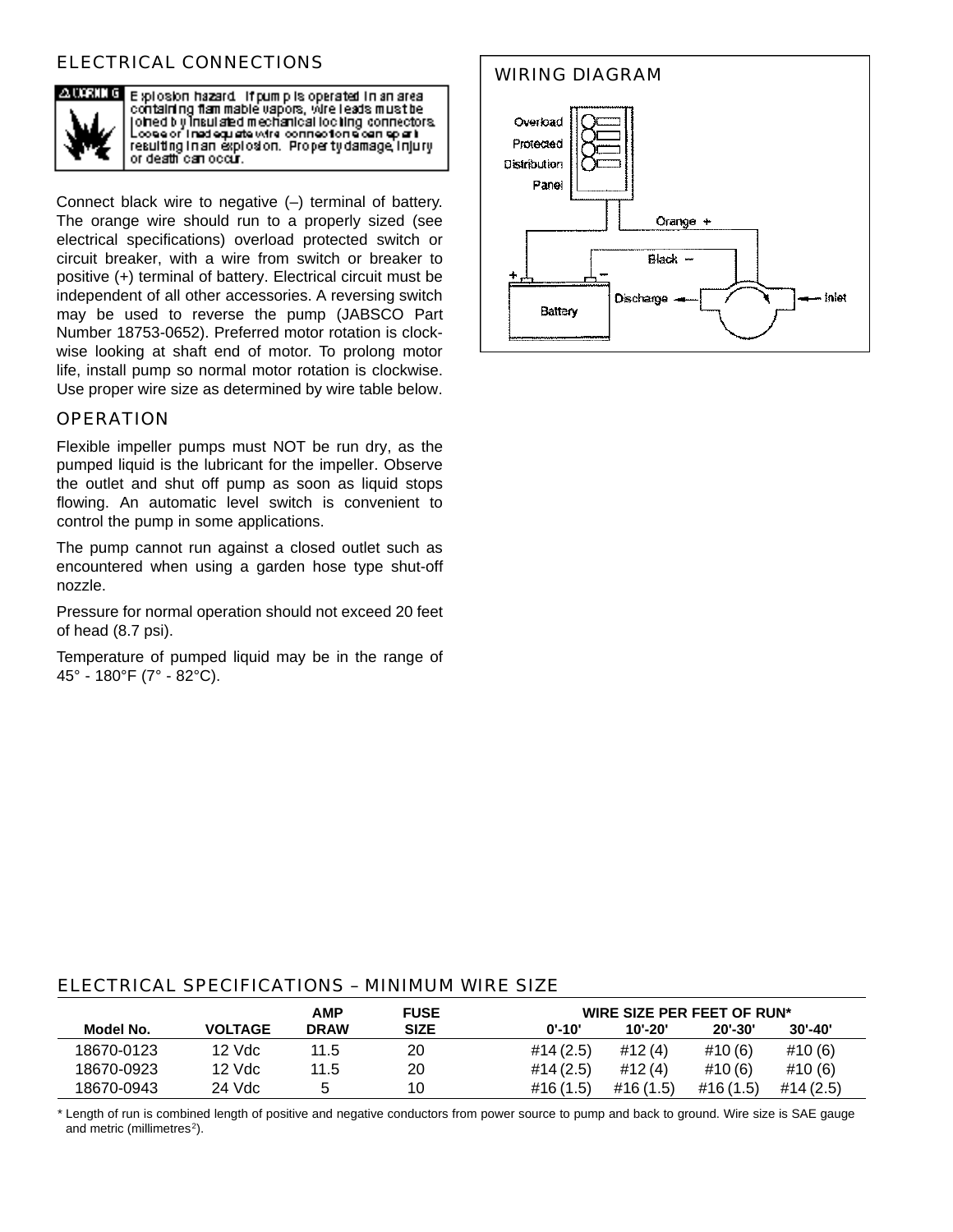## ELECTRICAL CONNECTIONS

⚠ WARNING Explosion hazard. If pump is operated in an area containing flammable vapors, wire leads must be joined by insulated mechanical locking connectors. Loose or inadequate wire connections can spark resulting in an explosion. Property damage, injury or death can occur.

Connect black wire to negative (–) terminal of battery. The orange wire should run to a properly sized (see electrical specifications) overload protected switch or circuit breaker, with a wire from switch or breaker to positive (+) terminal of battery. Electrical circuit must be independent of all other accessories. A reversing switch may be used to reverse the pump (JABSCO Part Number 18753-0652). Preferred motor rotation is clockwise looking at shaft end of motor. To prolong motor life, install pump so normal motor rotation is clockwise. Use proper wire size as determined by wire table below.

## OPERATION

Flexible impeller pumps must NOT be run dry, as the pumped liquid is the lubricant for the impeller. Observe the outlet and shut off pump as soon as liquid stops flowing. An automatic level switch is convenient to control the pump in some applications.

The pump cannot run against a closed outlet such as encountered when using a garden hose type shut-off nozzle.

Pressure for normal operation should not exceed 20 feet of head (8.7 psi).

Temperature of pumped liquid may be in the range of 45° - 180°F (7° - 82°C).

## WIRING DIAGRAM

Overload Protected Distribution Panel

Orange +

Black –

Battery

Discharge

Inlet

## ELECTRICAL SPECIFICATIONS – MINIMUM WIRE SIZE

| Model No. | VOLTAGE | AMP DRAW | FUSE SIZE | WIRE SIZE PER FEET OF RUN* 0'-10' | 10'-20' | 20'-30' | 30'-40' |
|---|---|---|---|---|---|---|---|
| 18670-0123 | 12 Vdc | 11.5 | 20 | #14 (2.5) | #12 (4) | #10 (6) | #10 (6) |
| 18670-0923 | 12 Vdc | 11.5 | 20 | #14 (2.5) | #12 (4) | #10 (6) | #10 (6) |
| 18670-0943 | 24 Vdc | 5 | 10 | #16 (1.5) | #16 (1.5) | #16 (1.5) | #14 (2.5) |

* Length of run is combined length of positive and negative conductors from power source to pump and back to ground. Wire size is SAE gauge and metric (millimetres$^2$).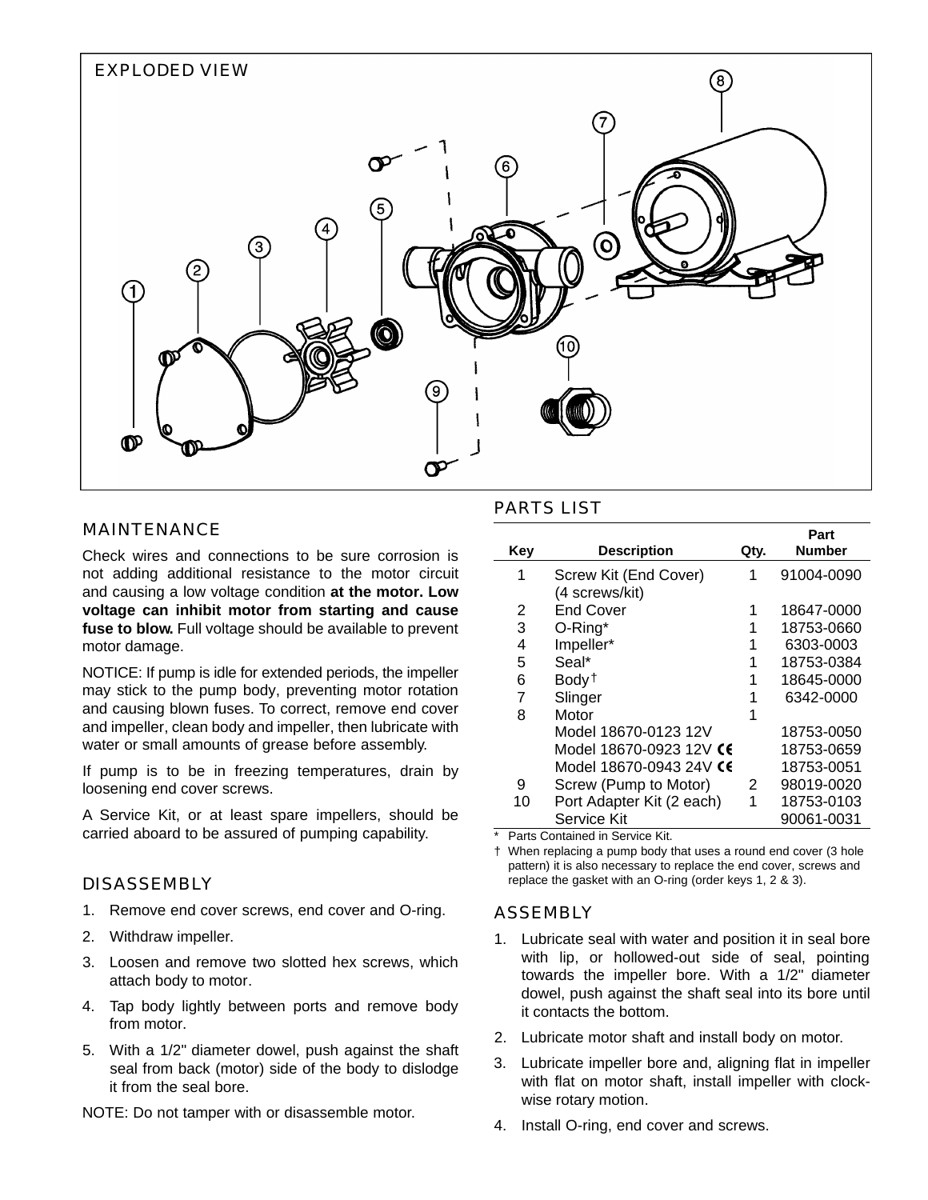## EXPLODED VIEW

## MAINTENANCE

Check wires and connections to be sure corrosion is not adding additional resistance to the motor circuit and causing a low voltage condition **at the motor. Low voltage can inhibit motor from starting and cause fuse to blow.** Full voltage should be available to prevent motor damage.

NOTICE: If pump is idle for extended periods, the impeller may stick to the pump body, preventing motor rotation and causing blown fuses. To correct, remove end cover and impeller, clean body and impeller, then lubricate with water or small amounts of grease before assembly.

If pump is to be in freezing temperatures, drain by loosening end cover screws.

A Service Kit, or at least spare impellers, should be carried aboard to be assured of pumping capability.

## DISASSEMBLY

1. Remove end cover screws, end cover and O-ring.
2. Withdraw impeller.
3. Loosen and remove two slotted hex screws, which attach body to motor.
4. Tap body lightly between ports and remove body from motor.
5. With a 1/2" diameter dowel, push against the shaft seal from back (motor) side of the body to dislodge it from the seal bore.

NOTE: Do not tamper with or disassemble motor.

## PARTS LIST

| Key | Description | Qty. | Part Number |
|---|---|---|---|
| 1 | Screw Kit (End Cover) (4 screws/kit) | 1 | 91004-0090 |
| 2 | End Cover | 1 | 18647-0000 |
| 3 | O-Ring* | 1 | 18753-0660 |
| 4 | Impeller* | 1 | 6303-0003 |
| 5 | Seal* | 1 | 18753-0384 |
| 6 | Body† | 1 | 18645-0000 |
| 7 | Slinger | 1 | 6342-0000 |
| 8 | Motor | 1 | |
| | Model 18670-0123 12V | | 18753-0050 |
| | Model 18670-0923 12V CE | | 18753-0659 |
| | Model 18670-0943 24V CE | | 18753-0051 |
| 9 | Screw (Pump to Motor) | 2 | 98019-0020 |
| 10 | Port Adapter Kit (2 each) | 1 | 18753-0103 |
| | Service Kit | | 90061-0031 |

\* Parts Contained in Service Kit.

† When replacing a pump body that uses a round end cover (3 hole pattern) it is also necessary to replace the end cover, screws and replace the gasket with an O-ring (order keys 1, 2 & 3).

## ASSEMBLY

1. Lubricate seal with water and position it in seal bore with lip, or hollowed-out side of seal, pointing towards the impeller bore. With a 1/2" diameter dowel, push against the shaft seal into its bore until it contacts the bottom.
2. Lubricate motor shaft and install body on motor.
3. Lubricate impeller bore and, aligning flat in impeller with flat on motor shaft, install impeller with clock-wise rotary motion.
4. Install O-ring, end cover and screws.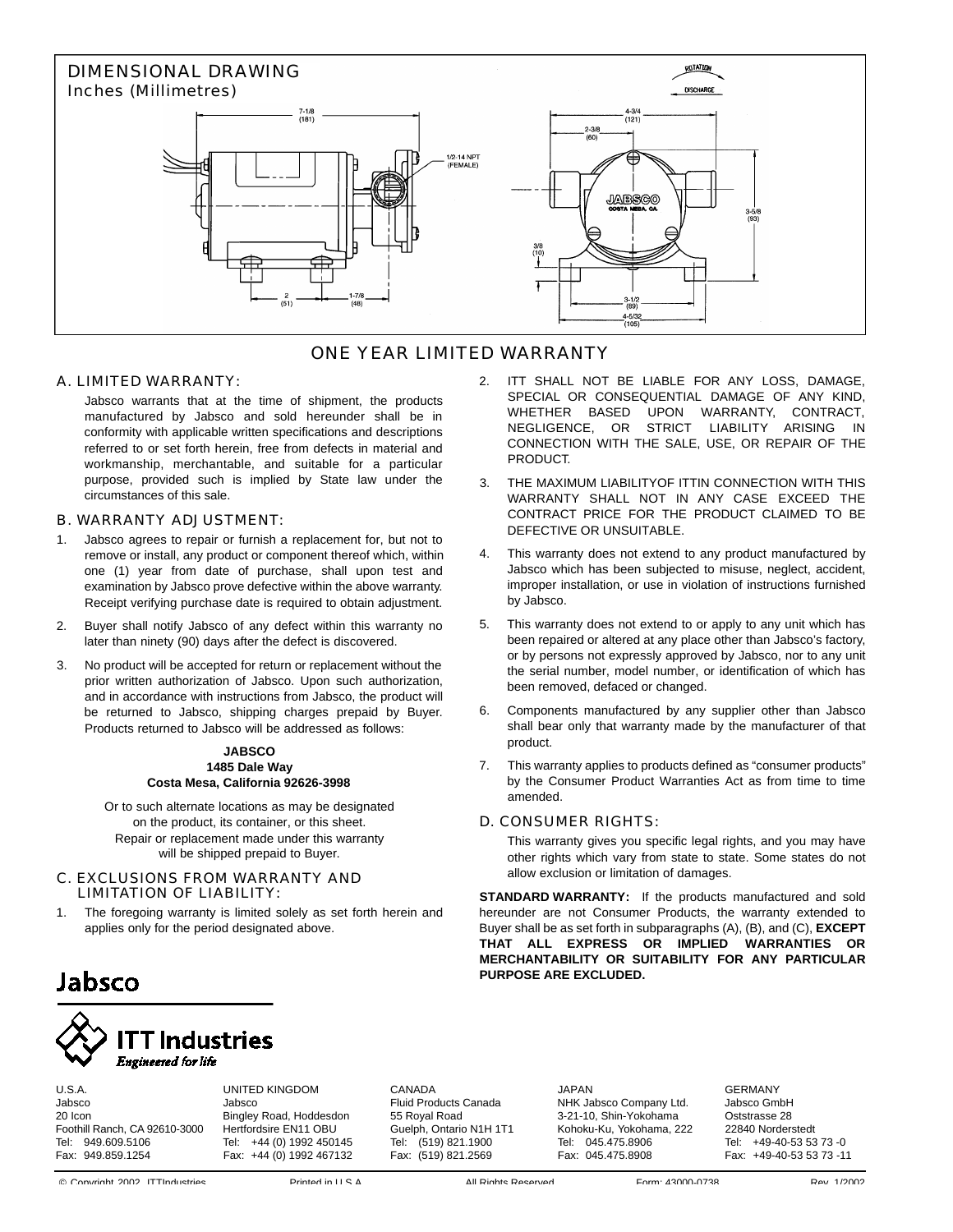## DIMENSIONAL DRAWING
### Inches (Millimetres)

7-1/8
(181)

1/2-14 NPT
(FEMALE)

2
(51)

1-7/8
(48)

ROTATION

DISCHARGE

4-3/4
(121)

2-3/8
(60)

JABSCO
COSTA MESA, CA.

3-5/8
(93)

3/8
(10)

3-1/2
(89)

4-5/32
(105)

## ONE YEAR LIMITED WARRANTY

### A. LIMITED WARRANTY:

Jabsco warrants that at the time of shipment, the products manufactured by Jabsco and sold hereunder shall be in conformity with applicable written specifications and descriptions referred to or set forth herein, free from defects in material and workmanship, merchantable, and suitable for a particular purpose, provided such is implied by State law under the circumstances of this sale.

### B. WARRANTY ADJUSTMENT:

1. Jabsco agrees to repair or furnish a replacement for, but not to remove or install, any product or component thereof which, within one (1) year from date of purchase, shall upon test and examination by Jabsco prove defective within the above warranty. Receipt verifying purchase date is required to obtain adjustment.
2. Buyer shall notify Jabsco of any defect within this warranty no later than ninety (90) days after the defect is discovered.
3. No product will be accepted for return or replacement without the prior written authorization of Jabsco. Upon such authorization, and in accordance with instructions from Jabsco, the product will be returned to Jabsco, shipping charges prepaid by Buyer. Products returned to Jabsco will be addressed as follows:

**JABSCO**
**1485 Dale Way**
**Costa Mesa, California 92626-3998**

Or to such alternate locations as may be designated on the product, its container, or this sheet. Repair or replacement made under this warranty will be shipped prepaid to Buyer.

### C. EXCLUSIONS FROM WARRANTY AND LIMITATION OF LIABILITY:

1. The foregoing warranty is limited solely as set forth herein and applies only for the period designated above.
2. ITT SHALL NOT BE LIABLE FOR ANY LOSS, DAMAGE, SPECIAL OR CONSEQUENTIAL DAMAGE OF ANY KIND, WHETHER BASED UPON WARRANTY, CONTRACT, NEGLIGENCE, OR STRICT LIABILITY ARISING IN CONNECTION WITH THE SALE, USE, OR REPAIR OF THE PRODUCT.
3. THE MAXIMUM LIABILITYOF ITTIN CONNECTION WITH THIS WARRANTY SHALL NOT IN ANY CASE EXCEED THE CONTRACT PRICE FOR THE PRODUCT CLAIMED TO BE DEFECTIVE OR UNSUITABLE.
4. This warranty does not extend to any product manufactured by Jabsco which has been subjected to misuse, neglect, accident, improper installation, or use in violation of instructions furnished by Jabsco.
5. This warranty does not extend to or apply to any unit which has been repaired or altered at any place other than Jabsco's factory, or by persons not expressly approved by Jabsco, nor to any unit the serial number, model number, or identification of which has been removed, defaced or changed.
6. Components manufactured by any supplier other than Jabsco shall bear only that warranty made by the manufacturer of that product.
7. This warranty applies to products defined as "consumer products" by the Consumer Product Warranties Act as from time to time amended.

### D. CONSUMER RIGHTS:

This warranty gives you specific legal rights, and you may have other rights which vary from state to state. Some states do not allow exclusion or limitation of damages.

**STANDARD WARRANTY:** If the products manufactured and sold hereunder are not Consumer Products, the warranty extended to Buyer shall be as set forth in subparagraphs (A), (B), and (C), **EXCEPT THAT ALL EXPRESS OR IMPLIED WARRANTIES OR MERCHANTABILITY OR SUITABILITY FOR ANY PARTICULAR PURPOSE ARE EXCLUDED.**

Jabsco

ITT Industries
*Engineered for life*

| U.S.A. | UNITED KINGDOM | CANADA | JAPAN | GERMANY |
|---|---|---|---|---|
| Jabsco | Jabsco | Fluid Products Canada | NHK Jabsco Company Ltd. | Jabsco GmbH |
| 20 Icon | Bingley Road, Hoddesdon | 55 Royal Road | 3-21-10, Shin-Yokohama | Oststrasse 28 |
| Foothill Ranch, CA 92610-3000 | Hertfordsire EN11 OBU | Guelph, Ontario N1H 1T1 | Kohoku-Ku, Yokohama, 222 | 22840 Norderstedt |
| Tel: 949.609.5106 | Tel: +44 (0) 1992 450145 | Tel: (519) 821.1900 | Tel: 045.475.8906 | Tel: +49-40-53 53 73 -0 |
| Fax: 949.859.1254 | Fax: +44 (0) 1992 467132 | Fax: (519) 821.2569 | Fax: 045.475.8908 | Fax: +49-40-53 53 73 -11 |

© Copyright 2002, ITTIndustries   Printed in U.S.A.   All Rights Reserved   Form: 43000-0738   Rev. 1/2002